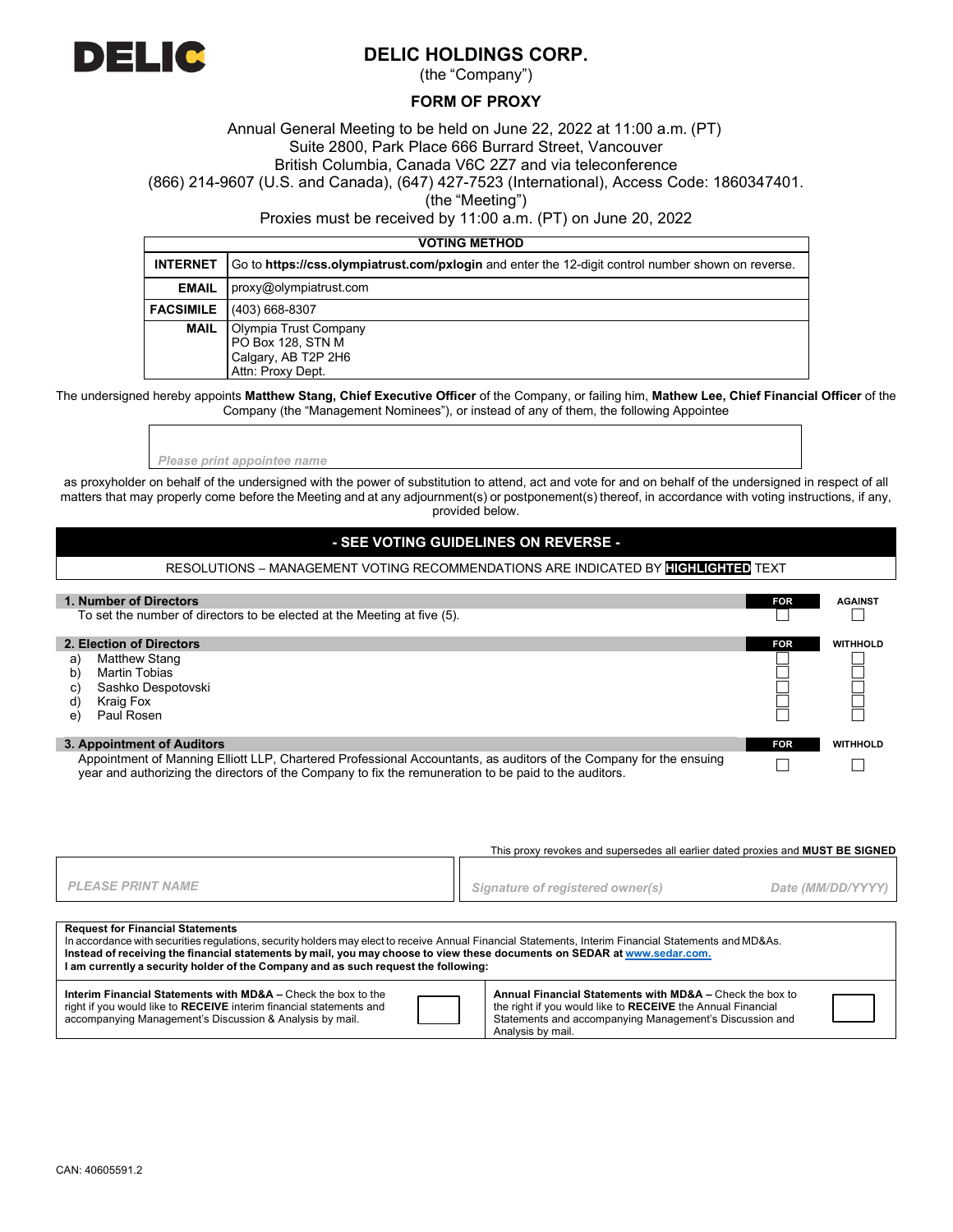# DELIC HOLDINGS CORP.

(the "Company")

## FORM OF PROXY

Annual General Meeting to be held on June 22, 2022 at 11:00 a.m. (PT)
Suite 2800, Park Place 666 Burrard Street, Vancouver
British Columbia, Canada V6C 2Z7 and via teleconference
(866) 214-9607 (U.S. and Canada), (647) 427-7523 (International), Access Code: 1860347401.
(the "Meeting")
Proxies must be received by 11:00 a.m. (PT) on June 20, 2022

| VOTING METHOD | |
|---|---|
| **INTERNET** | Go to **https://css.olympiatrust.com/pxlogin** and enter the 12-digit control number shown on reverse. |
| **EMAIL** | proxy@olympiatrust.com |
| **FACSIMILE** | (403) 668-8307 |
| **MAIL** | Olympia Trust Company<br>PO Box 128, STN M<br>Calgary, AB T2P 2H6<br>Attn: Proxy Dept. |

The undersigned hereby appoints **Matthew Stang, Chief Executive Officer** of the Company, or failing him, **Mathew Lee, Chief Financial Officer** of the Company (the "Management Nominees"), or instead of any of them, the following Appointee

*Please print appointee name*

as proxyholder on behalf of the undersigned with the power of substitution to attend, act and vote for and on behalf of the undersigned in respect of all matters that may properly come before the Meeting and at any adjournment(s) or postponement(s) thereof, in accordance with voting instructions, if any, provided below.

**- SEE VOTING GUIDELINES ON REVERSE -**

RESOLUTIONS – MANAGEMENT VOTING RECOMMENDATIONS ARE INDICATED BY **HIGHLIGHTED** TEXT

| **1. Number of Directors** | **FOR** | AGAINST |
|---|---|---|
| To set the number of directors to be elected at the Meeting at five (5). | ☐ | ☐ |

| **2. Election of Directors** | **FOR** | WITHHOLD |
|---|---|---|
| a) Matthew Stang | ☐ | ☐ |
| b) Martin Tobias | ☐ | ☐ |
| c) Sashko Despotovski | ☐ | ☐ |
| d) Kraig Fox | ☐ | ☐ |
| e) Paul Rosen | ☐ | ☐ |

| **3. Appointment of Auditors** | **FOR** | WITHHOLD |
|---|---|---|
| Appointment of Manning Elliott LLP, Chartered Professional Accountants, as auditors of the Company for the ensuing year and authorizing the directors of the Company to fix the remuneration to be paid to the auditors. | ☐ | ☐ |

This proxy revokes and supersedes all earlier dated proxies and **MUST BE SIGNED**

| *PLEASE PRINT NAME* | *Signature of registered owner(s)* | *Date (MM/DD/YYYY)* |
|---|---|---|
| | | |

**Request for Financial Statements**
In accordance with securities regulations, security holders may elect to receive Annual Financial Statements, Interim Financial Statements and MD&As.
**Instead of receiving the financial statements by mail, you may choose to view these documents on SEDAR at www.sedar.com.**
**I am currently a security holder of the Company and as such request the following:**

| | | | |
|---|---|---|---|
| **Interim Financial Statements with MD&A –** Check the box to the right if you would like to **RECEIVE** interim financial statements and accompanying Management's Discussion & Analysis by mail. | ☐ | **Annual Financial Statements with MD&A –** Check the box to the right if you would like to **RECEIVE** the Annual Financial Statements and accompanying Management's Discussion and Analysis by mail. | ☐ |

CAN: 40605591.2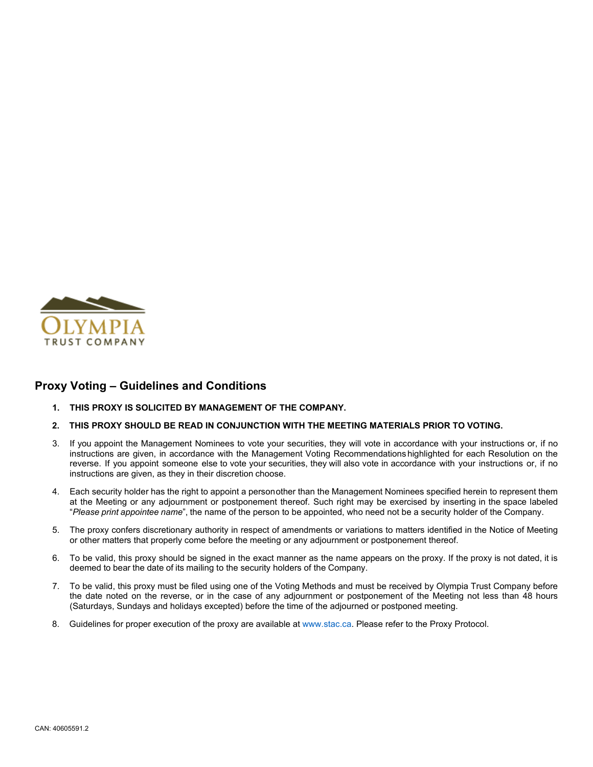OLYMPIA
TRUST COMPANY

## Proxy Voting – Guidelines and Conditions

1. **THIS PROXY IS SOLICITED BY MANAGEMENT OF THE COMPANY.**
2. **THIS PROXY SHOULD BE READ IN CONJUNCTION WITH THE MEETING MATERIALS PRIOR TO VOTING.**
3. If you appoint the Management Nominees to vote your securities, they will vote in accordance with your instructions or, if no instructions are given, in accordance with the Management Voting Recommendations highlighted for each Resolution on the reverse. If you appoint someone else to vote your securities, they will also vote in accordance with your instructions or, if no instructions are given, as they in their discretion choose.
4. Each security holder has the right to appoint a person other than the Management Nominees specified herein to represent them at the Meeting or any adjournment or postponement thereof. Such right may be exercised by inserting in the space labeled "*Please print appointee name*", the name of the person to be appointed, who need not be a security holder of the Company.
5. The proxy confers discretionary authority in respect of amendments or variations to matters identified in the Notice of Meeting or other matters that properly come before the meeting or any adjournment or postponement thereof.
6. To be valid, this proxy should be signed in the exact manner as the name appears on the proxy. If the proxy is not dated, it is deemed to bear the date of its mailing to the security holders of the Company.
7. To be valid, this proxy must be filed using one of the Voting Methods and must be received by Olympia Trust Company before the date noted on the reverse, or in the case of any adjournment or postponement of the Meeting not less than 48 hours (Saturdays, Sundays and holidays excepted) before the time of the adjourned or postponed meeting.
8. Guidelines for proper execution of the proxy are available at www.stac.ca. Please refer to the Proxy Protocol.

CAN: 40605591.2